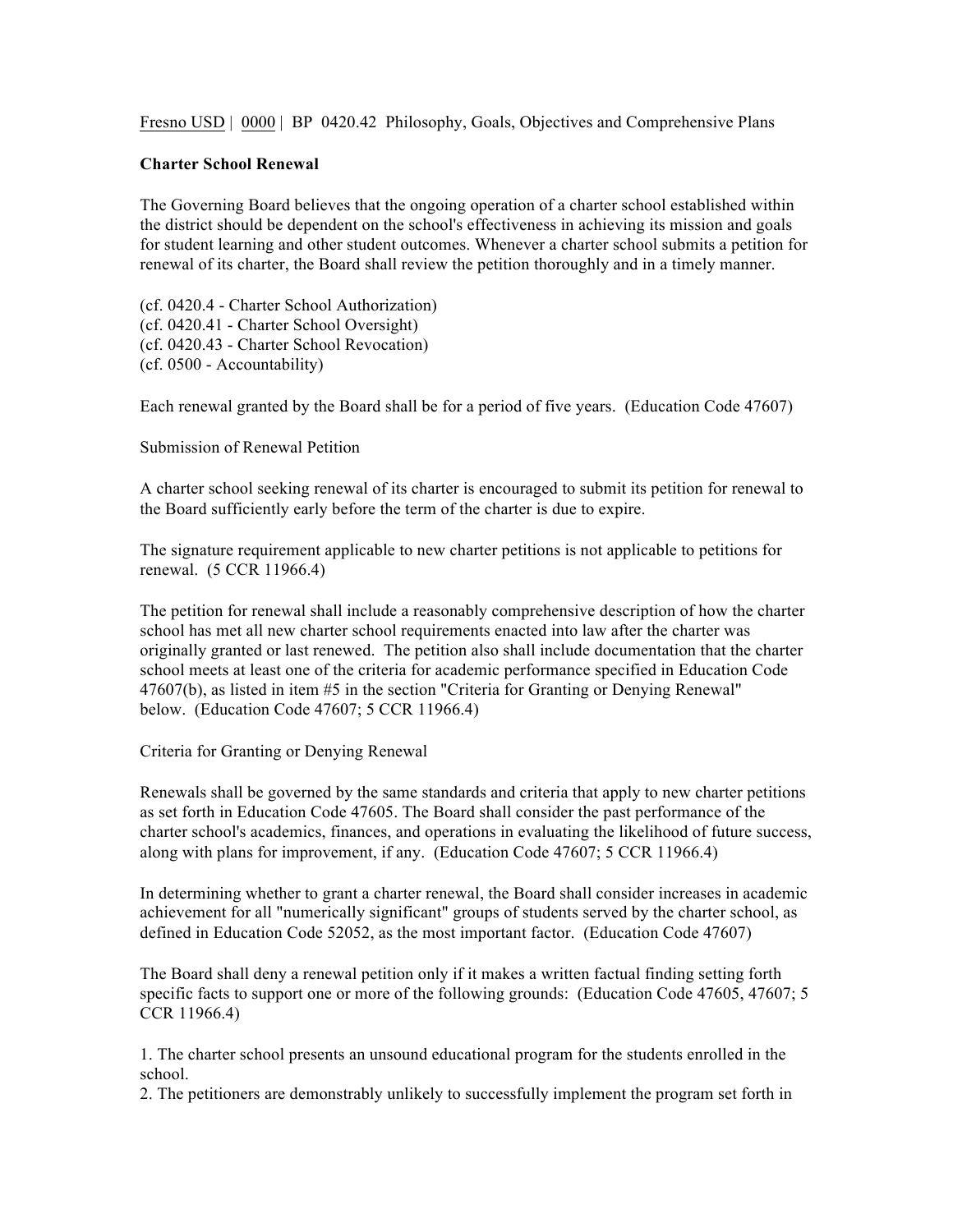Fresno USD | 0000 | BP 0420.42 Philosophy, Goals, Objectives and Comprehensive Plans

**Charter School Renewal**

The Governing Board believes that the ongoing operation of a charter school established within the district should be dependent on the school's effectiveness in achieving its mission and goals for student learning and other student outcomes. Whenever a charter school submits a petition for renewal of its charter, the Board shall review the petition thoroughly and in a timely manner.

(cf. 0420.4 - Charter School Authorization)
(cf. 0420.41 - Charter School Oversight)
(cf. 0420.43 - Charter School Revocation)
(cf. 0500 - Accountability)

Each renewal granted by the Board shall be for a period of five years. (Education Code 47607)

Submission of Renewal Petition

A charter school seeking renewal of its charter is encouraged to submit its petition for renewal to the Board sufficiently early before the term of the charter is due to expire.

The signature requirement applicable to new charter petitions is not applicable to petitions for renewal. (5 CCR 11966.4)

The petition for renewal shall include a reasonably comprehensive description of how the charter school has met all new charter school requirements enacted into law after the charter was originally granted or last renewed. The petition also shall include documentation that the charter school meets at least one of the criteria for academic performance specified in Education Code 47607(b), as listed in item #5 in the section "Criteria for Granting or Denying Renewal" below. (Education Code 47607; 5 CCR 11966.4)

Criteria for Granting or Denying Renewal

Renewals shall be governed by the same standards and criteria that apply to new charter petitions as set forth in Education Code 47605. The Board shall consider the past performance of the charter school's academics, finances, and operations in evaluating the likelihood of future success, along with plans for improvement, if any. (Education Code 47607; 5 CCR 11966.4)

In determining whether to grant a charter renewal, the Board shall consider increases in academic achievement for all "numerically significant" groups of students served by the charter school, as defined in Education Code 52052, as the most important factor. (Education Code 47607)

The Board shall deny a renewal petition only if it makes a written factual finding setting forth specific facts to support one or more of the following grounds: (Education Code 47605, 47607; 5 CCR 11966.4)

1. The charter school presents an unsound educational program for the students enrolled in the school.
2. The petitioners are demonstrably unlikely to successfully implement the program set forth in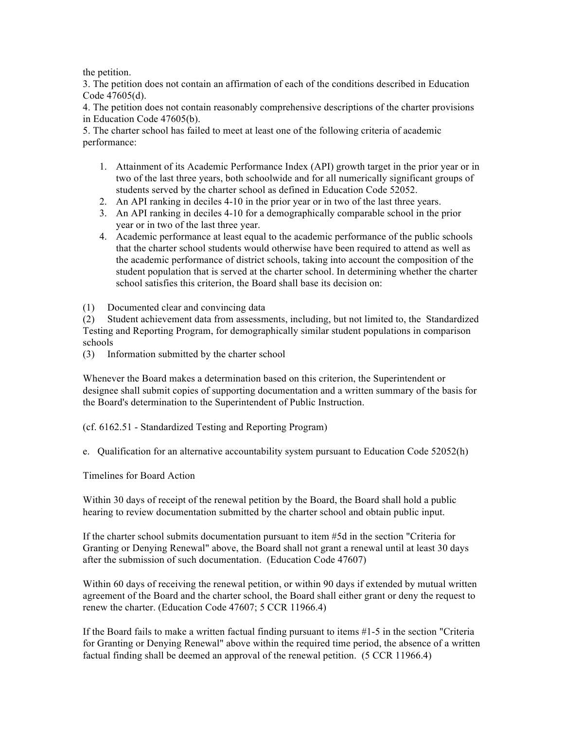the petition.

3. The petition does not contain an affirmation of each of the conditions described in Education Code 47605(d).

4. The petition does not contain reasonably comprehensive descriptions of the charter provisions in Education Code 47605(b).

5. The charter school has failed to meet at least one of the following criteria of academic performance:

    1. Attainment of its Academic Performance Index (API) growth target in the prior year or in two of the last three years, both schoolwide and for all numerically significant groups of students served by the charter school as defined in Education Code 52052.
    2. An API ranking in deciles 4-10 in the prior year or in two of the last three years.
    3. An API ranking in deciles 4-10 for a demographically comparable school in the prior year or in two of the last three year.
    4. Academic performance at least equal to the academic performance of the public schools that the charter school students would otherwise have been required to attend as well as the academic performance of district schools, taking into account the composition of the student population that is served at the charter school. In determining whether the charter school satisfies this criterion, the Board shall base its decision on:

(1) Documented clear and convincing data

(2) Student achievement data from assessments, including, but not limited to, the Standardized Testing and Reporting Program, for demographically similar student populations in comparison schools

(3) Information submitted by the charter school

Whenever the Board makes a determination based on this criterion, the Superintendent or designee shall submit copies of supporting documentation and a written summary of the basis for the Board's determination to the Superintendent of Public Instruction.

(cf. 6162.51 - Standardized Testing and Reporting Program)

e. Qualification for an alternative accountability system pursuant to Education Code 52052(h)

Timelines for Board Action

Within 30 days of receipt of the renewal petition by the Board, the Board shall hold a public hearing to review documentation submitted by the charter school and obtain public input.

If the charter school submits documentation pursuant to item #5d in the section "Criteria for Granting or Denying Renewal" above, the Board shall not grant a renewal until at least 30 days after the submission of such documentation. (Education Code 47607)

Within 60 days of receiving the renewal petition, or within 90 days if extended by mutual written agreement of the Board and the charter school, the Board shall either grant or deny the request to renew the charter. (Education Code 47607; 5 CCR 11966.4)

If the Board fails to make a written factual finding pursuant to items #1-5 in the section "Criteria for Granting or Denying Renewal" above within the required time period, the absence of a written factual finding shall be deemed an approval of the renewal petition. (5 CCR 11966.4)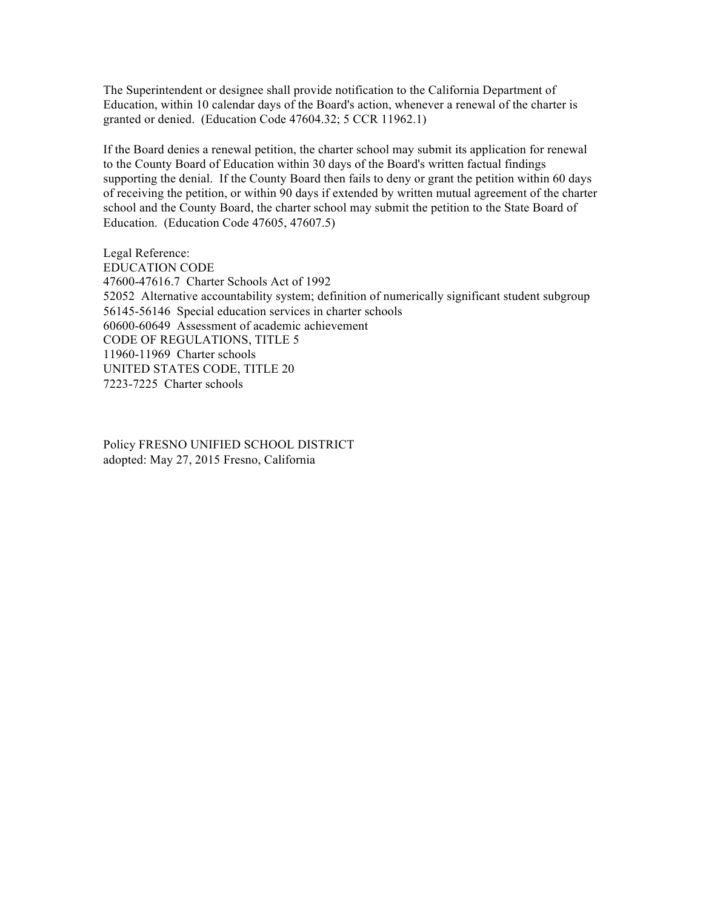The Superintendent or designee shall provide notification to the California Department of Education, within 10 calendar days of the Board's action, whenever a renewal of the charter is granted or denied. (Education Code 47604.32; 5 CCR 11962.1)

If the Board denies a renewal petition, the charter school may submit its application for renewal to the County Board of Education within 30 days of the Board's written factual findings supporting the denial. If the County Board then fails to deny or grant the petition within 60 days of receiving the petition, or within 90 days if extended by written mutual agreement of the charter school and the County Board, the charter school may submit the petition to the State Board of Education. (Education Code 47605, 47607.5)

Legal Reference:
EDUCATION CODE
47600-47616.7 Charter Schools Act of 1992
52052 Alternative accountability system; definition of numerically significant student subgroup
56145-56146 Special education services in charter schools
60600-60649 Assessment of academic achievement
CODE OF REGULATIONS, TITLE 5
11960-11969 Charter schools
UNITED STATES CODE, TITLE 20
7223-7225 Charter schools

Policy FRESNO UNIFIED SCHOOL DISTRICT
adopted: May 27, 2015 Fresno, California